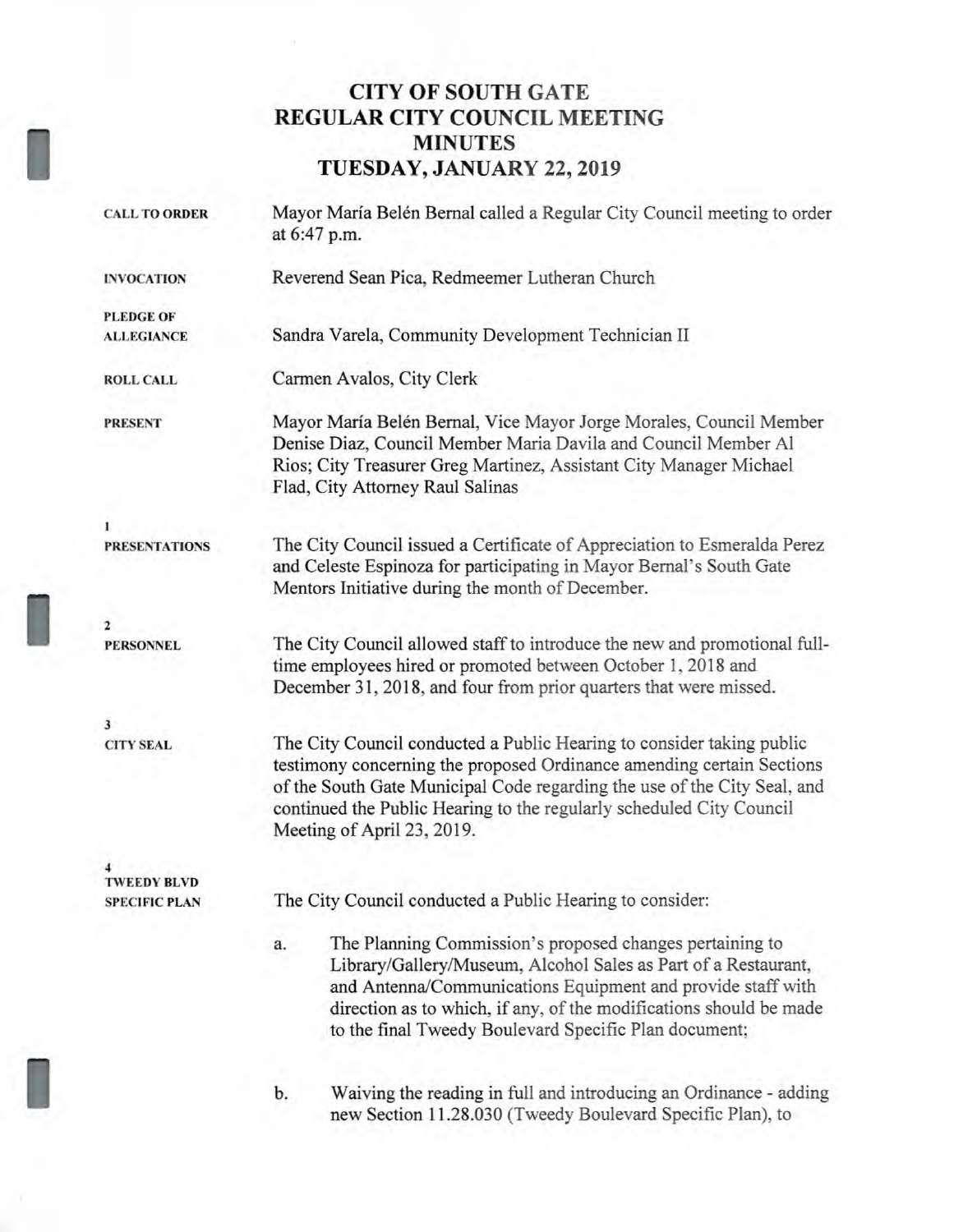# CITY OF SOUTH GATE
# REGULAR CITY COUNCIL MEETING
# MINUTES
# TUESDAY, JANUARY 22, 2019

**CALL TO ORDER**

Mayor María Belén Bernal called a Regular City Council meeting to order at 6:47 p.m.

**INVOCATION**

Reverend Sean Pica, Redmeemer Lutheran Church

**PLEDGE OF ALLEGIANCE**

Sandra Varela, Community Development Technician II

**ROLL CALL**

Carmen Avalos, City Clerk

**PRESENT**

Mayor María Belén Bernal, Vice Mayor Jorge Morales, Council Member Denise Diaz, Council Member Maria Davila and Council Member Al Rios; City Treasurer Greg Martinez, Assistant City Manager Michael Flad, City Attorney Raul Salinas

**1**
**PRESENTATIONS**

The City Council issued a Certificate of Appreciation to Esmeralda Perez and Celeste Espinoza for participating in Mayor Bernal's South Gate Mentors Initiative during the month of December.

**2**
**PERSONNEL**

The City Council allowed staff to introduce the new and promotional full-time employees hired or promoted between October 1, 2018 and December 31, 2018, and four from prior quarters that were missed.

**3**
**CITY SEAL**

The City Council conducted a Public Hearing to consider taking public testimony concerning the proposed Ordinance amending certain Sections of the South Gate Municipal Code regarding the use of the City Seal, and continued the Public Hearing to the regularly scheduled City Council Meeting of April 23, 2019.

**4**
**TWEEDY BLVD SPECIFIC PLAN**

The City Council conducted a Public Hearing to consider:

a. The Planning Commission's proposed changes pertaining to Library/Gallery/Museum, Alcohol Sales as Part of a Restaurant, and Antenna/Communications Equipment and provide staff with direction as to which, if any, of the modifications should be made to the final Tweedy Boulevard Specific Plan document;

b. Waiving the reading in full and introducing an Ordinance - adding new Section 11.28.030 (Tweedy Boulevard Specific Plan), to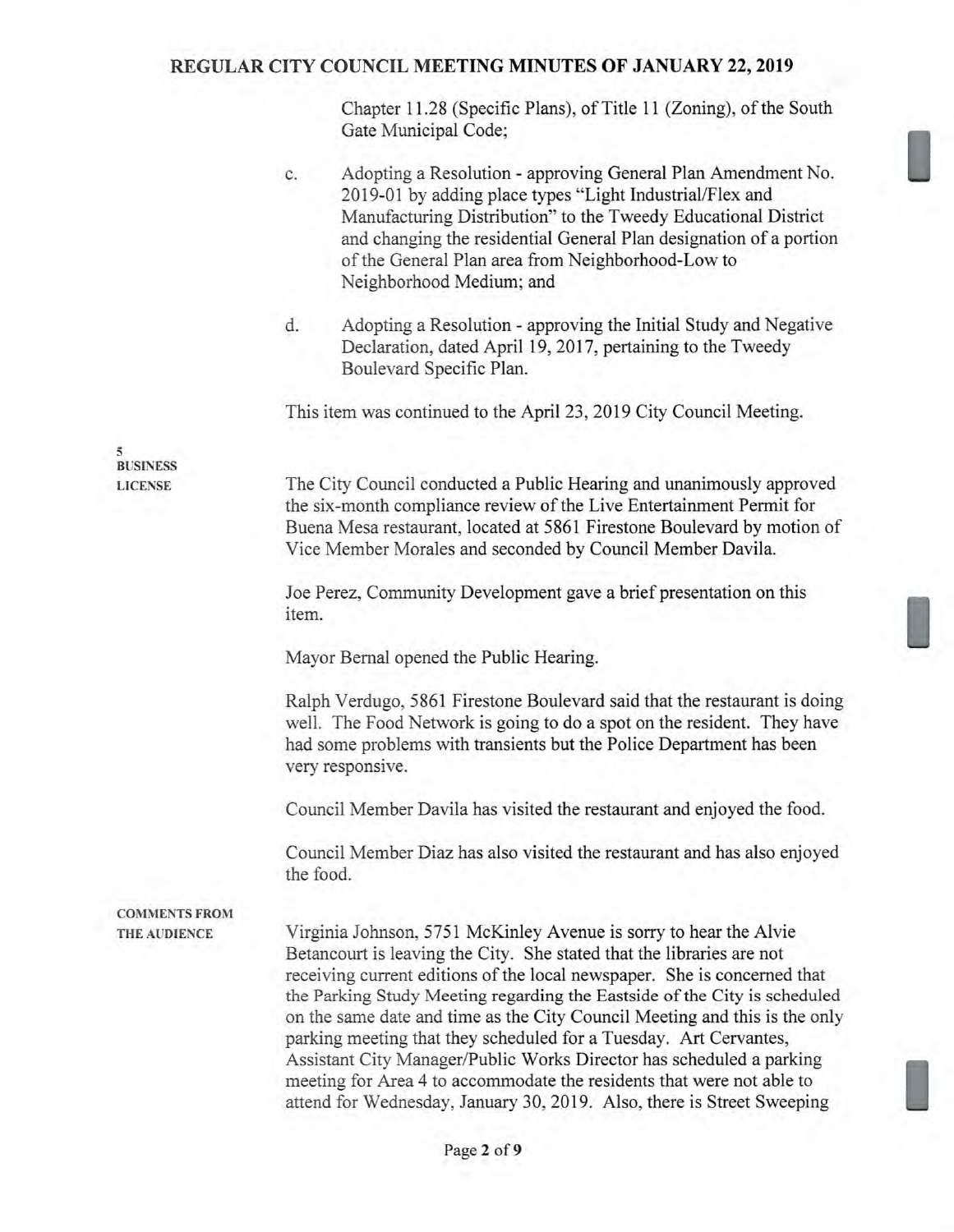Chapter 11.28 (Specific Plans), of Title 11 (Zoning), of the South Gate Municipal Code;

c. Adopting a Resolution - approving General Plan Amendment No. 2019-01 by adding place types "Light Industrial/Flex and Manufacturing Distribution" to the Tweedy Educational District and changing the residential General Plan designation of a portion of the General Plan area from Neighborhood-Low to Neighborhood Medium; and

d. Adopting a Resolution - approving the Initial Study and Negative Declaration, dated April 19, 2017, pertaining to the Tweedy Boulevard Specific Plan.

This item was continued to the April 23, 2019 City Council Meeting.

**5**
**BUSINESS LICENSE**

The City Council conducted a Public Hearing and unanimously approved the six-month compliance review of the Live Entertainment Permit for Buena Mesa restaurant, located at 5861 Firestone Boulevard by motion of Vice Member Morales and seconded by Council Member Davila.

Joe Perez, Community Development gave a brief presentation on this item.

Mayor Bernal opened the Public Hearing.

Ralph Verdugo, 5861 Firestone Boulevard said that the restaurant is doing well. The Food Network is going to do a spot on the resident. They have had some problems with transients but the Police Department has been very responsive.

Council Member Davila has visited the restaurant and enjoyed the food.

Council Member Diaz has also visited the restaurant and has also enjoyed the food.

**COMMENTS FROM THE AUDIENCE**

Virginia Johnson, 5751 McKinley Avenue is sorry to hear the Alvie Betancourt is leaving the City. She stated that the libraries are not receiving current editions of the local newspaper. She is concerned that the Parking Study Meeting regarding the Eastside of the City is scheduled on the same date and time as the City Council Meeting and this is the only parking meeting that they scheduled for a Tuesday. Art Cervantes, Assistant City Manager/Public Works Director has scheduled a parking meeting for Area 4 to accommodate the residents that were not able to attend for Wednesday, January 30, 2019. Also, there is Street Sweeping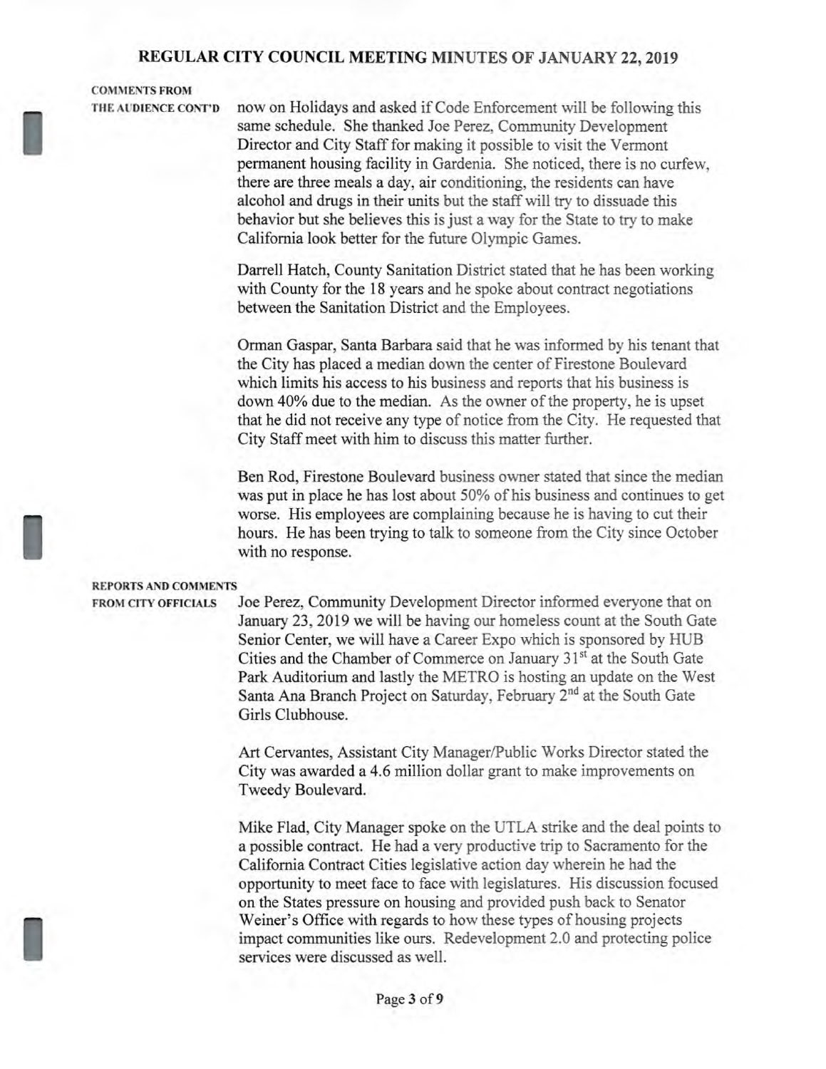**COMMENTS FROM THE AUDIENCE CONT'D**

now on Holidays and asked if Code Enforcement will be following this same schedule. She thanked Joe Perez, Community Development Director and City Staff for making it possible to visit the Vermont permanent housing facility in Gardenia. She noticed, there is no curfew, there are three meals a day, air conditioning, the residents can have alcohol and drugs in their units but the staff will try to dissuade this behavior but she believes this is just a way for the State to try to make California look better for the future Olympic Games.

Darrell Hatch, County Sanitation District stated that he has been working with County for the 18 years and he spoke about contract negotiations between the Sanitation District and the Employees.

Orman Gaspar, Santa Barbara said that he was informed by his tenant that the City has placed a median down the center of Firestone Boulevard which limits his access to his business and reports that his business is down 40% due to the median. As the owner of the property, he is upset that he did not receive any type of notice from the City. He requested that City Staff meet with him to discuss this matter further.

Ben Rod, Firestone Boulevard business owner stated that since the median was put in place he has lost about 50% of his business and continues to get worse. His employees are complaining because he is having to cut their hours. He has been trying to talk to someone from the City since October with no response.

**REPORTS AND COMMENTS FROM CITY OFFICIALS**

Joe Perez, Community Development Director informed everyone that on January 23, 2019 we will be having our homeless count at the South Gate Senior Center, we will have a Career Expo which is sponsored by HUB Cities and the Chamber of Commerce on January 31st at the South Gate Park Auditorium and lastly the METRO is hosting an update on the West Santa Ana Branch Project on Saturday, February 2nd at the South Gate Girls Clubhouse.

Art Cervantes, Assistant City Manager/Public Works Director stated the City was awarded a 4.6 million dollar grant to make improvements on Tweedy Boulevard.

Mike Flad, City Manager spoke on the UTLA strike and the deal points to a possible contract. He had a very productive trip to Sacramento for the California Contract Cities legislative action day wherein he had the opportunity to meet face to face with legislatures. His discussion focused on the States pressure on housing and provided push back to Senator Weiner's Office with regards to how these types of housing projects impact communities like ours. Redevelopment 2.0 and protecting police services were discussed as well.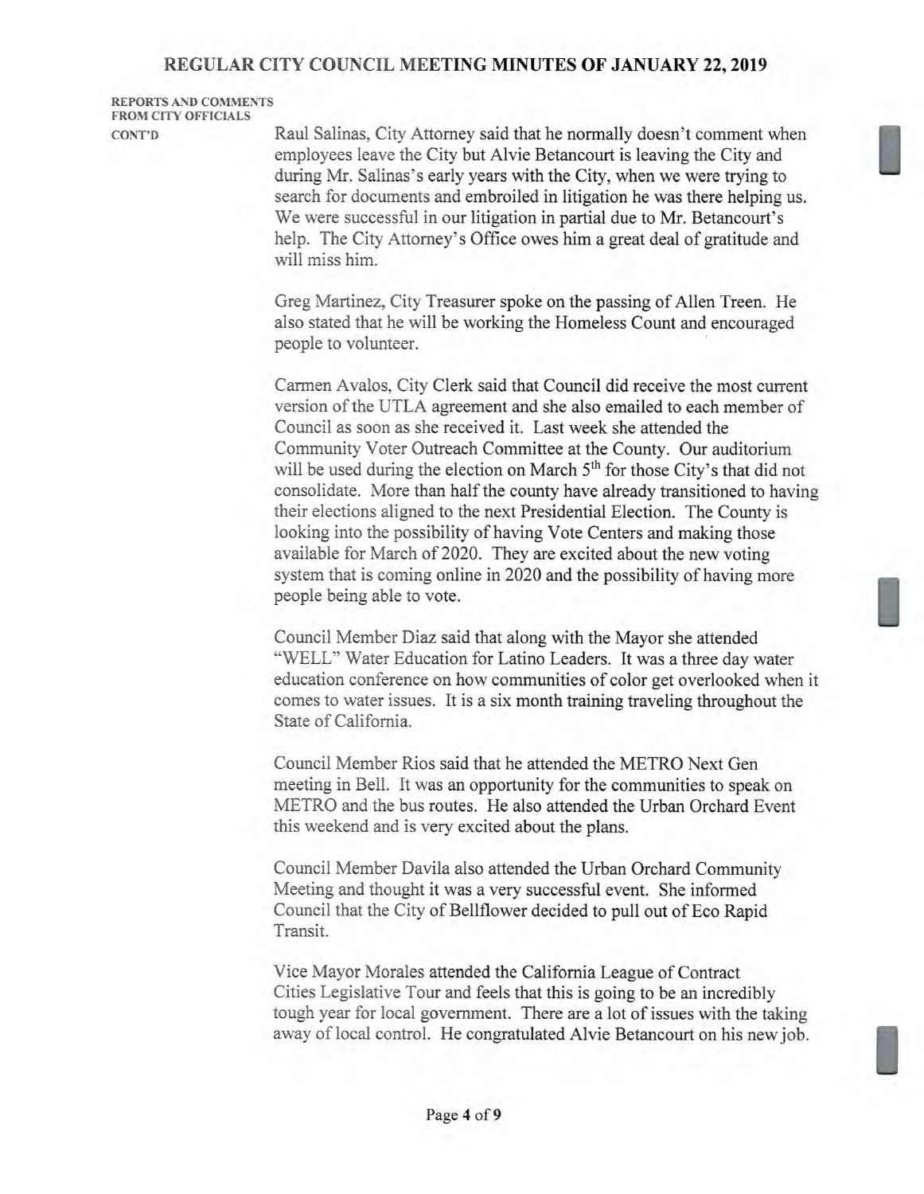**REPORTS AND COMMENTS FROM CITY OFFICIALS CONT'D**

Raul Salinas, City Attorney said that he normally doesn't comment when employees leave the City but Alvie Betancourt is leaving the City and during Mr. Salinas's early years with the City, when we were trying to search for documents and embroiled in litigation he was there helping us. We were successful in our litigation in partial due to Mr. Betancourt's help. The City Attorney's Office owes him a great deal of gratitude and will miss him.

Greg Martinez, City Treasurer spoke on the passing of Allen Treen. He also stated that he will be working the Homeless Count and encouraged people to volunteer.

Carmen Avalos, City Clerk said that Council did receive the most current version of the UTLA agreement and she also emailed to each member of Council as soon as she received it. Last week she attended the Community Voter Outreach Committee at the County. Our auditorium will be used during the election on March 5th for those City's that did not consolidate. More than half the county have already transitioned to having their elections aligned to the next Presidential Election. The County is looking into the possibility of having Vote Centers and making those available for March of 2020. They are excited about the new voting system that is coming online in 2020 and the possibility of having more people being able to vote.

Council Member Diaz said that along with the Mayor she attended "WELL" Water Education for Latino Leaders. It was a three day water education conference on how communities of color get overlooked when it comes to water issues. It is a six month training traveling throughout the State of California.

Council Member Rios said that he attended the METRO Next Gen meeting in Bell. It was an opportunity for the communities to speak on METRO and the bus routes. He also attended the Urban Orchard Event this weekend and is very excited about the plans.

Council Member Davila also attended the Urban Orchard Community Meeting and thought it was a very successful event. She informed Council that the City of Bellflower decided to pull out of Eco Rapid Transit.

Vice Mayor Morales attended the California League of Contract Cities Legislative Tour and feels that this is going to be an incredibly tough year for local government. There are a lot of issues with the taking away of local control. He congratulated Alvie Betancourt on his new job.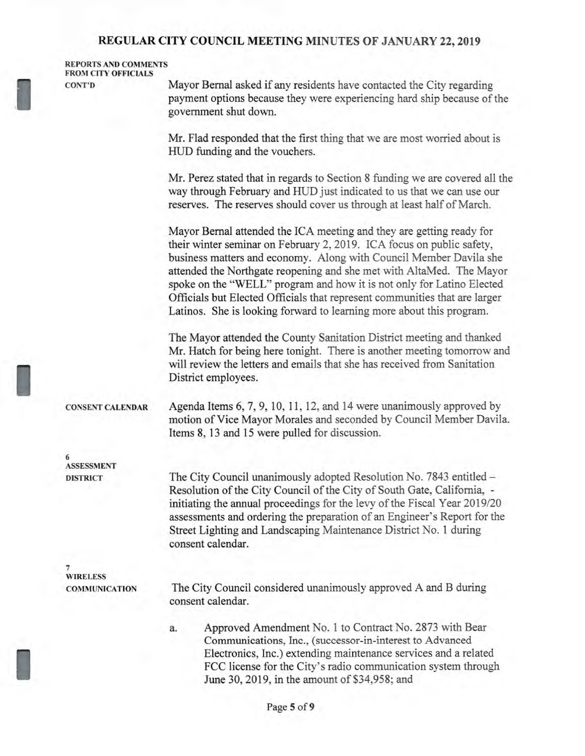**REPORTS AND COMMENTS FROM CITY OFFICIALS CONT'D**

Mayor Bernal asked if any residents have contacted the City regarding payment options because they were experiencing hard ship because of the government shut down.

Mr. Flad responded that the first thing that we are most worried about is HUD funding and the vouchers.

Mr. Perez stated that in regards to Section 8 funding we are covered all the way through February and HUD just indicated to us that we can use our reserves. The reserves should cover us through at least half of March.

Mayor Bernal attended the ICA meeting and they are getting ready for their winter seminar on February 2, 2019. ICA focus on public safety, business matters and economy. Along with Council Member Davila she attended the Northgate reopening and she met with AltaMed. The Mayor spoke on the "WELL" program and how it is not only for Latino Elected Officials but Elected Officials that represent communities that are larger Latinos. She is looking forward to learning more about this program.

The Mayor attended the County Sanitation District meeting and thanked Mr. Hatch for being here tonight. There is another meeting tomorrow and will review the letters and emails that she has received from Sanitation District employees.

**CONSENT CALENDAR**

Agenda Items 6, 7, 9, 10, 11, 12, and 14 were unanimously approved by motion of Vice Mayor Morales and seconded by Council Member Davila. Items 8, 13 and 15 were pulled for discussion.

**6 ASSESSMENT DISTRICT**

The City Council unanimously adopted Resolution No. 7843 entitled – Resolution of the City Council of the City of South Gate, California, - initiating the annual proceedings for the levy of the Fiscal Year 2019/20 assessments and ordering the preparation of an Engineer's Report for the Street Lighting and Landscaping Maintenance District No. 1 during consent calendar.

**7 WIRELESS COMMUNICATION**

The City Council considered unanimously approved A and B during consent calendar.

a. Approved Amendment No. 1 to Contract No. 2873 with Bear Communications, Inc., (successor-in-interest to Advanced Electronics, Inc.) extending maintenance services and a related FCC license for the City's radio communication system through June 30, 2019, in the amount of $34,958; and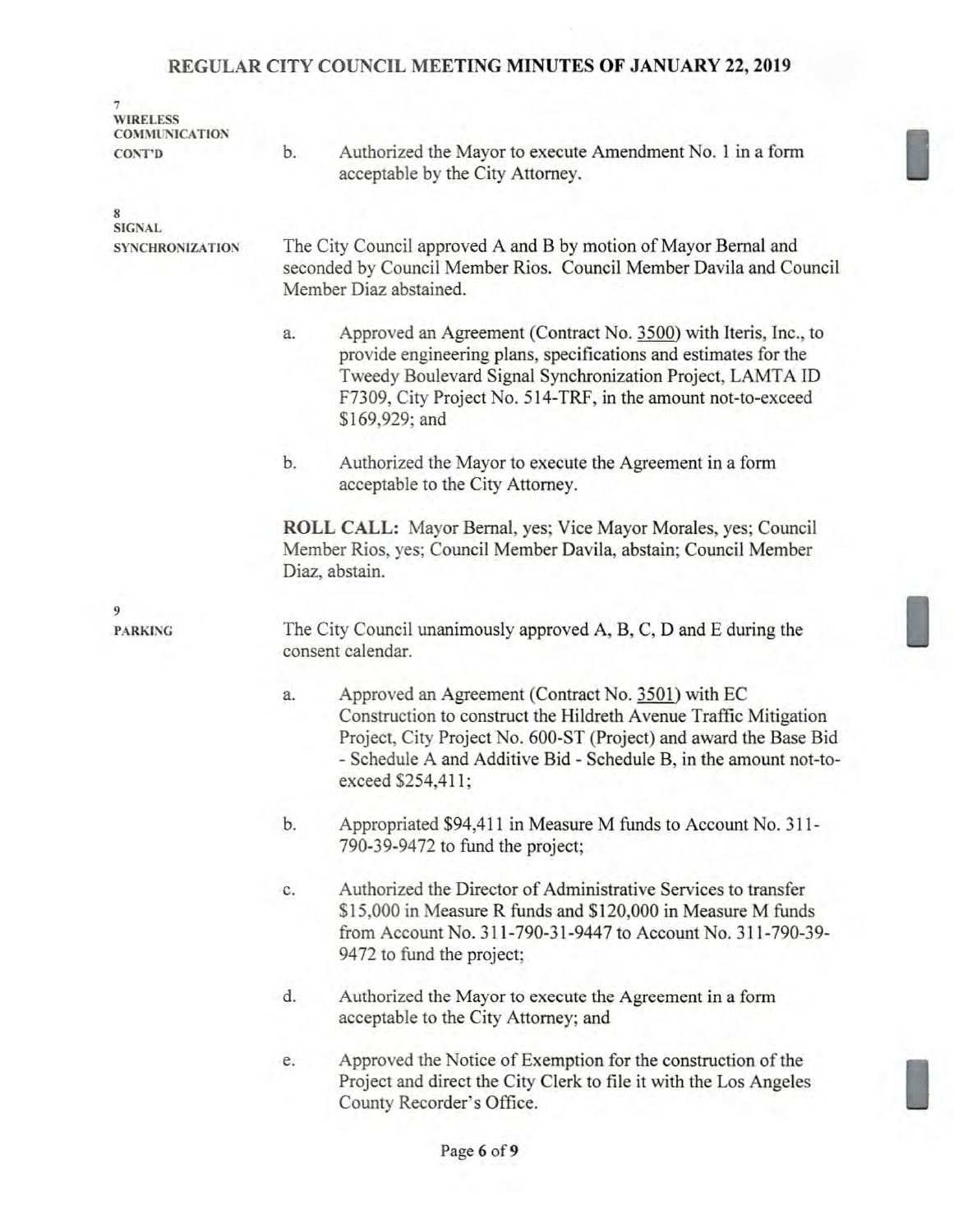**7**
**WIRELESS COMMUNICATION CONT'D**

b. Authorized the Mayor to execute Amendment No. 1 in a form acceptable by the City Attorney.

**8**
**SIGNAL SYNCHRONIZATION**

The City Council approved A and B by motion of Mayor Bernal and seconded by Council Member Rios. Council Member Davila and Council Member Diaz abstained.

a. Approved an Agreement (Contract No. 3500) with Iteris, Inc., to provide engineering plans, specifications and estimates for the Tweedy Boulevard Signal Synchronization Project, LAMTA ID F7309, City Project No. 514-TRF, in the amount not-to-exceed $169,929; and

b. Authorized the Mayor to execute the Agreement in a form acceptable to the City Attorney.

**ROLL CALL:** Mayor Bernal, yes; Vice Mayor Morales, yes; Council Member Rios, yes; Council Member Davila, abstain; Council Member Diaz, abstain.

**9**
**PARKING**

The City Council unanimously approved A, B, C, D and E during the consent calendar.

a. Approved an Agreement (Contract No. 3501) with EC Construction to construct the Hildreth Avenue Traffic Mitigation Project, City Project No. 600-ST (Project) and award the Base Bid - Schedule A and Additive Bid - Schedule B, in the amount not-to-exceed $254,411;

b. Appropriated $94,411 in Measure M funds to Account No. 311-790-39-9472 to fund the project;

c. Authorized the Director of Administrative Services to transfer $15,000 in Measure R funds and $120,000 in Measure M funds from Account No. 311-790-31-9447 to Account No. 311-790-39-9472 to fund the project;

d. Authorized the Mayor to execute the Agreement in a form acceptable to the City Attorney; and

e. Approved the Notice of Exemption for the construction of the Project and direct the City Clerk to file it with the Los Angeles County Recorder's Office.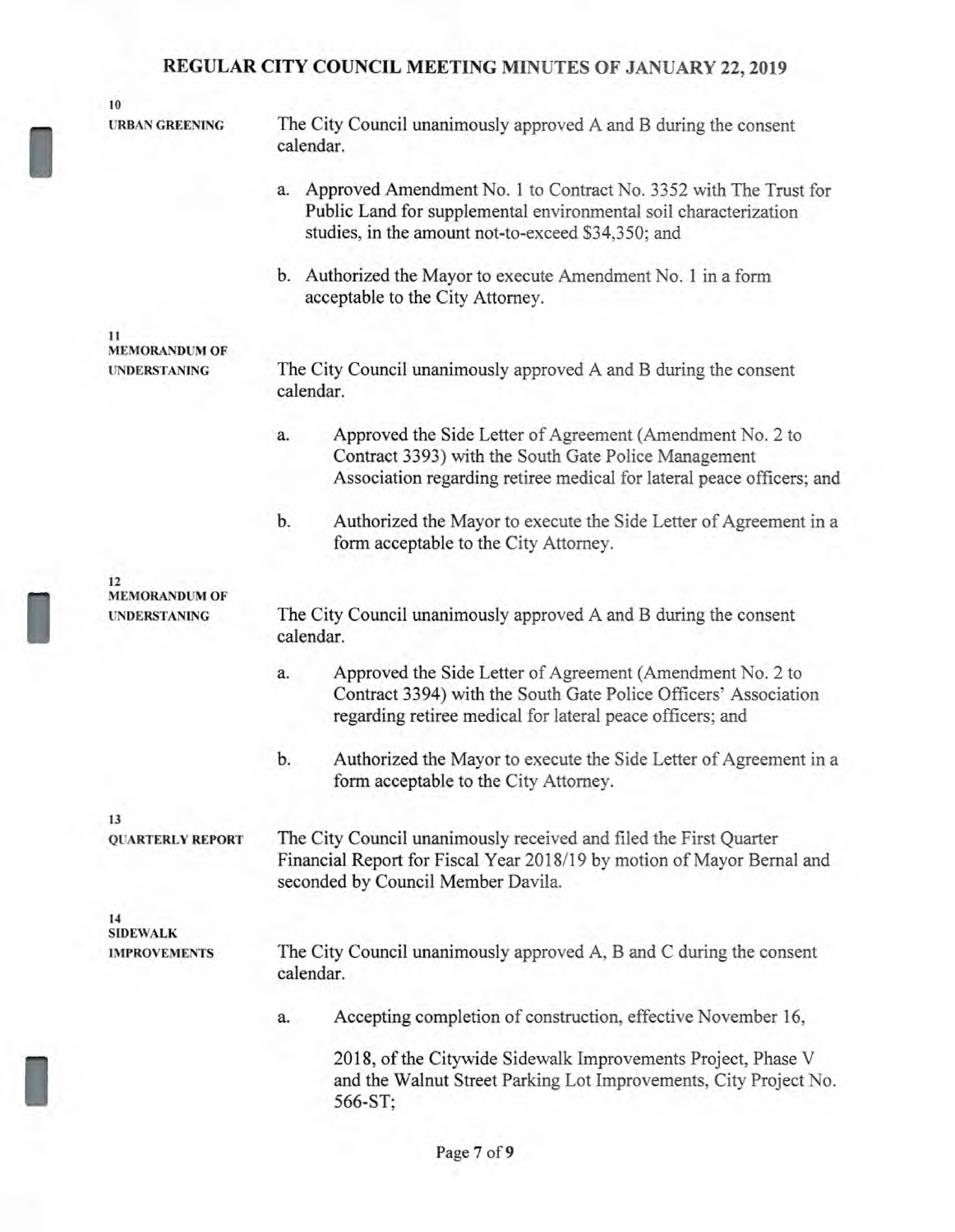# REGULAR CITY COUNCIL MEETING MINUTES OF JANUARY 22, 2019

**10**
**URBAN GREENING**

The City Council unanimously approved A and B during the consent calendar.

a. Approved Amendment No. 1 to Contract No. 3352 with The Trust for Public Land for supplemental environmental soil characterization studies, in the amount not-to-exceed $34,350; and

b. Authorized the Mayor to execute Amendment No. 1 in a form acceptable to the City Attorney.

**11**
**MEMORANDUM OF UNDERSTANING**

The City Council unanimously approved A and B during the consent calendar.

a. Approved the Side Letter of Agreement (Amendment No. 2 to Contract 3393) with the South Gate Police Management Association regarding retiree medical for lateral peace officers; and

b. Authorized the Mayor to execute the Side Letter of Agreement in a form acceptable to the City Attorney.

**12**
**MEMORANDUM OF UNDERSTANING**

The City Council unanimously approved A and B during the consent calendar.

a. Approved the Side Letter of Agreement (Amendment No. 2 to Contract 3394) with the South Gate Police Officers' Association regarding retiree medical for lateral peace officers; and

b. Authorized the Mayor to execute the Side Letter of Agreement in a form acceptable to the City Attorney.

**13**
**QUARTERLY REPORT**

The City Council unanimously received and filed the First Quarter Financial Report for Fiscal Year 2018/19 by motion of Mayor Bernal and seconded by Council Member Davila.

**14**
**SIDEWALK IMPROVEMENTS**

The City Council unanimously approved A, B and C during the consent calendar.

a. Accepting completion of construction, effective November 16, 2018, of the Citywide Sidewalk Improvements Project, Phase V and the Walnut Street Parking Lot Improvements, City Project No. 566-ST;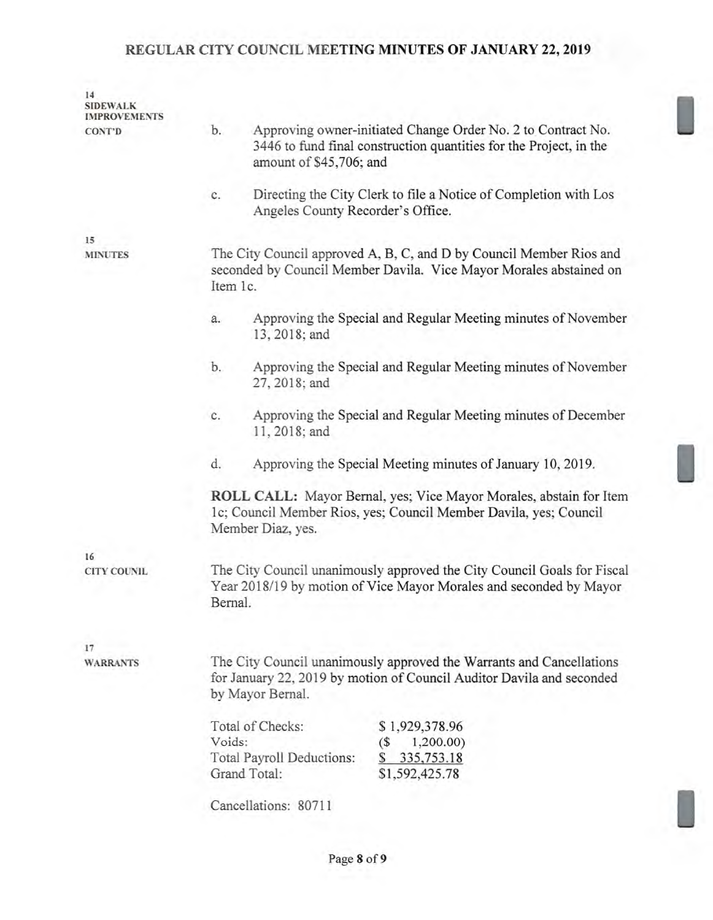**14 SIDEWALK IMPROVEMENTS CONT'D**

b. Approving owner-initiated Change Order No. 2 to Contract No. 3446 to fund final construction quantities for the Project, in the amount of $45,706; and

c. Directing the City Clerk to file a Notice of Completion with Los Angeles County Recorder's Office.

**15 MINUTES**

The City Council approved A, B, C, and D by Council Member Rios and seconded by Council Member Davila. Vice Mayor Morales abstained on Item 1c.

a. Approving the Special and Regular Meeting minutes of November 13, 2018; and

b. Approving the Special and Regular Meeting minutes of November 27, 2018; and

c. Approving the Special and Regular Meeting minutes of December 11, 2018; and

d. Approving the Special Meeting minutes of January 10, 2019.

**ROLL CALL:** Mayor Bernal, yes; Vice Mayor Morales, abstain for Item 1c; Council Member Rios, yes; Council Member Davila, yes; Council Member Diaz, yes.

**16 CITY COUNIL**

The City Council unanimously approved the City Council Goals for Fiscal Year 2018/19 by motion of Vice Mayor Morales and seconded by Mayor Bernal.

**17 WARRANTS**

The City Council unanimously approved the Warrants and Cancellations for January 22, 2019 by motion of Council Auditor Davila and seconded by Mayor Bernal.

| | |
|---|---|
| Total of Checks: | $ 1,929,378.96 |
| Voids: | ($ 1,200.00) |
| Total Payroll Deductions: | $ 335,753.18 |
| Grand Total: | $1,592,425.78 |

Cancellations: 80711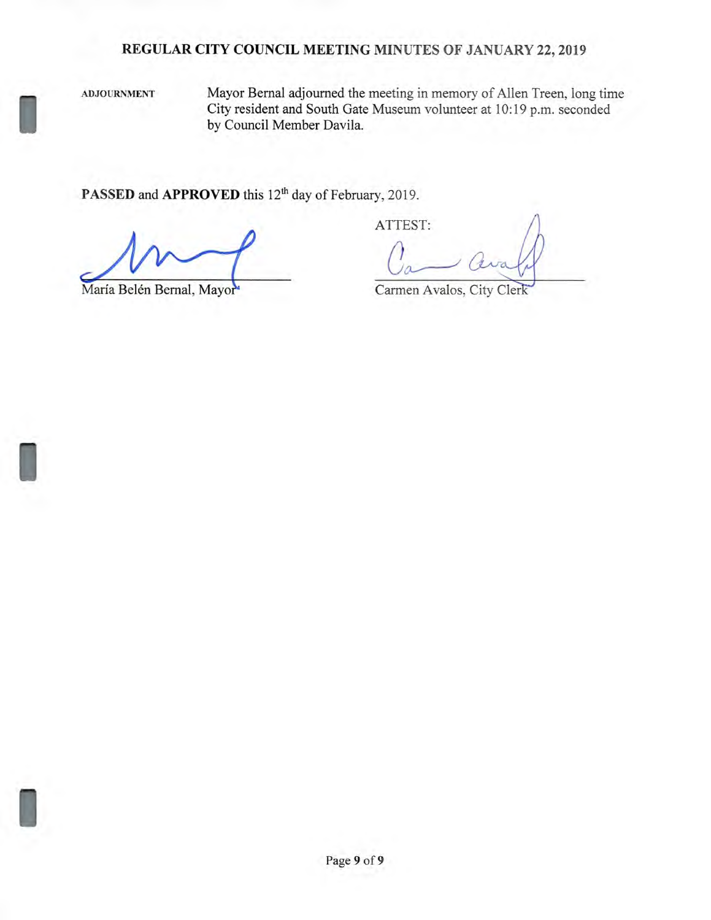ADJOURNMENT

Mayor Bernal adjourned the meeting in memory of Allen Treen, long time City resident and South Gate Museum volunteer at 10:19 p.m. seconded by Council Member Davila.

**PASSED** and **APPROVED** this 12th day of February, 2019.

María Belén Bernal, Mayor

ATTEST:

Carmen Avalos, City Clerk